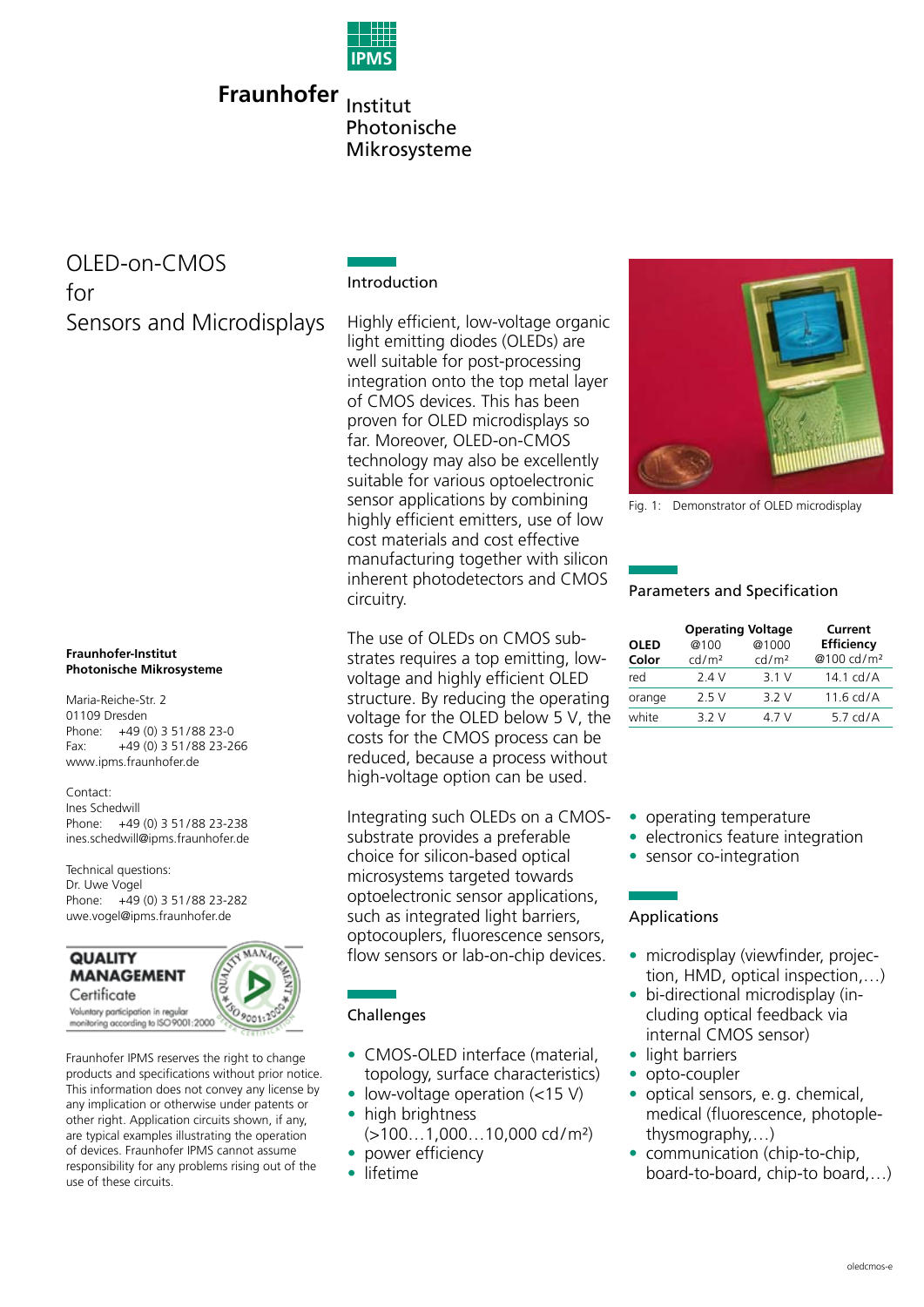Fraunhofer Institut Photonische Mikrosysteme

# OLED-on-CMOS for Sensors and Microdisplays

**Fraunhofer-Institut Photonische Mikrosysteme**

Maria-Reiche-Str. 2
01109 Dresden
Phone: +49 (0) 3 51/88 23-0
Fax: +49 (0) 3 51/88 23-266
www.ipms.fraunhofer.de

Contact:
Ines Schedwill
Phone: +49 (0) 3 51/88 23-238
ines.schedwill@ipms.fraunhofer.de

Technical questions:
Dr. Uwe Vogel
Phone: +49 (0) 3 51/88 23-282
uwe.vogel@ipms.fraunhofer.de

QUALITY MANAGEMENT Certificate
Voluntary participation in regular monitoring according to ISO 9001:2000

Fraunhofer IPMS reserves the right to change products and specifications without prior notice. This information does not convey any license by any implication or otherwise under patents or other right. Application circuits shown, if any, are typical examples illustrating the operation of devices. Fraunhofer IPMS cannot assume responsibility for any problems rising out of the use of these circuits.

## Introduction

Highly efficient, low-voltage organic light emitting diodes (OLEDs) are well suitable for post-processing integration onto the top metal layer of CMOS devices. This has been proven for OLED microdisplays so far. Moreover, OLED-on-CMOS technology may also be excellently suitable for various optoelectronic sensor applications by combining highly efficient emitters, use of low cost materials and cost effective manufacturing together with silicon inherent photodetectors and CMOS circuitry.

The use of OLEDs on CMOS substrates requires a top emitting, low-voltage and highly efficient OLED structure. By reducing the operating voltage for the OLED below 5 V, the costs for the CMOS process can be reduced, because a process without high-voltage option can be used.

Integrating such OLEDs on a CMOS-substrate provides a preferable choice for silicon-based optical microsystems targeted towards optoelectronic sensor applications, such as integrated light barriers, optocouplers, fluorescence sensors, flow sensors or lab-on-chip devices.

## Challenges

- CMOS-OLED interface (material, topology, surface characteristics)
- low-voltage operation (<15 V)
- high brightness (>100…1,000…10,000 cd/m²)
- power efficiency
- lifetime
- operating temperature
- electronics feature integration
- sensor co-integration

Fig. 1: Demonstrator of OLED microdisplay

## Parameters and Specification

| OLED Color | Operating Voltage @100 cd/m² | Operating Voltage @1000 cd/m² | Current Efficiency @100 cd/m² |
|---|---|---|---|
| red | 2.4 V | 3.1 V | 14.1 cd/A |
| orange | 2.5 V | 3.2 V | 11.6 cd/A |
| white | 3.2 V | 4.7 V | 5.7 cd/A |

## Applications

- microdisplay (viewfinder, projection, HMD, optical inspection,…)
- bi-directional microdisplay (including optical feedback via internal CMOS sensor)
- light barriers
- opto-coupler
- optical sensors, e. g. chemical, medical (fluorescence, photoplethysmography,…)
- communication (chip-to-chip, board-to-board, chip-to board,…)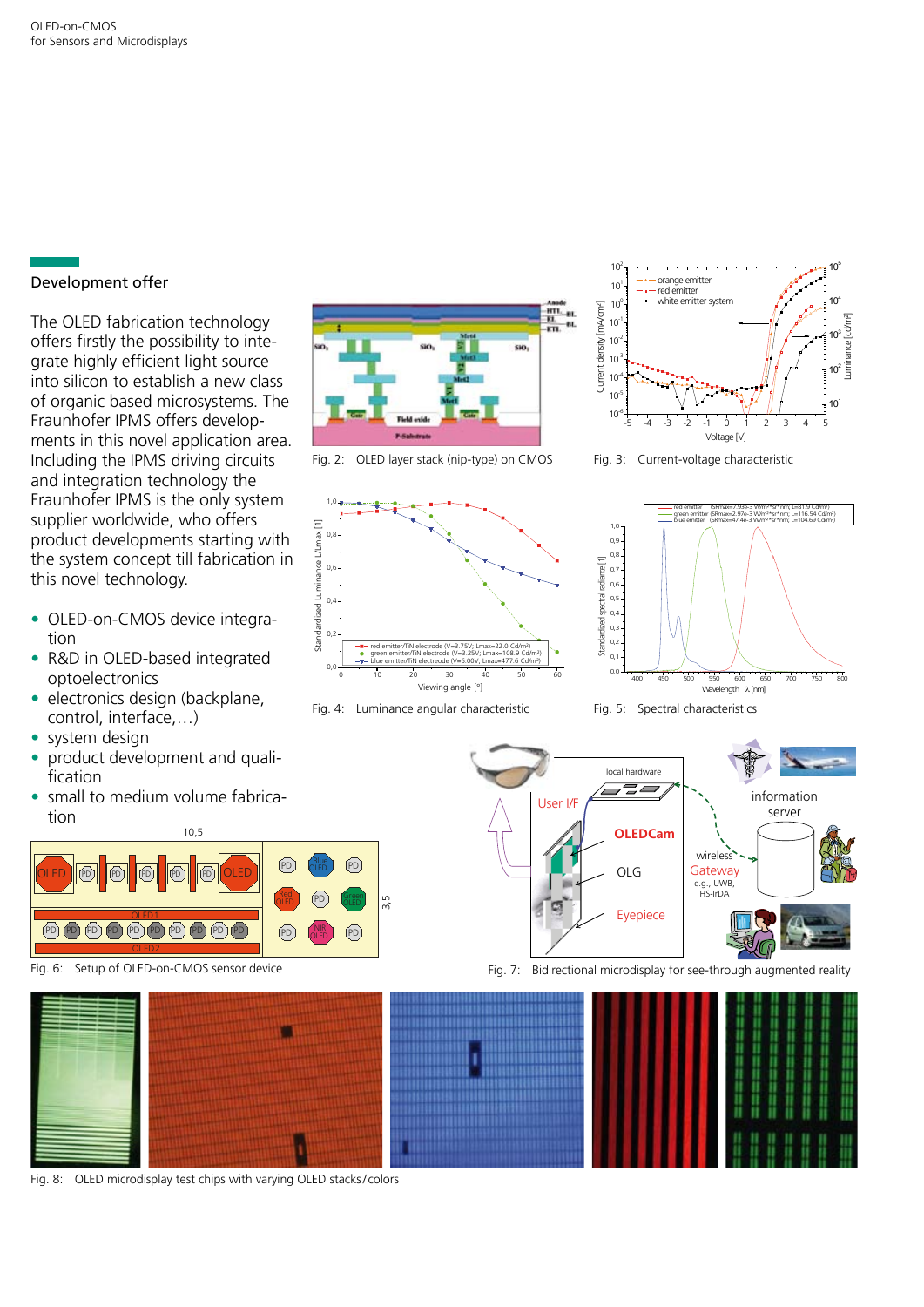## Development offer

The OLED fabrication technology offers firstly the possibility to integrate highly efficient light source into silicon to establish a new class of organic based microsystems. The Fraunhofer IPMS offers developments in this novel application area. Including the IPMS driving circuits and integration technology the Fraunhofer IPMS is the only system supplier worldwide, who offers product developments starting with the system concept till fabrication in this novel technology.

- OLED-on-CMOS device integration
- R&D in OLED-based integrated optoelectronics
- electronics design (backplane, control, interface,…)
- system design
- product development and qualification
- small to medium volume fabrication

Anode
HTL
BL
EL
BL
ETL
SiO₂
Met4
Met3
Met2
Met1
Field oxide
P-Substrate
Gate

Fig. 2: OLED layer stack (nip-type) on CMOS

orange emitter
red emitter
white emitter system
Current density [mA/cm²]
Luminance [cd/m²]
Voltage [V]

Fig. 3: Current-voltage characteristic

red emitter/TiN electrode (V=3.75V; Lmax=22.0 Cd/m²)
green emitter/TiN electrode (V=3.25V; Lmax=108.9 Cd/m²)
blue emitter/TiN electrode (V=6.00V; Lmax=477.6 Cd/m²)
Standardized Luminance L/Lmax [1]
Viewing angle [°]

Fig. 4: Luminance angular characteristic

red emitter (SRmax=7.93e-3 W/m²*sr*nm; L=81.9 Cd/m²)
green emitter (SRmax=2.97e-3 W/m²*sr*nm; L=116.54 Cd/m²)
blue emitter (SRmax=47.4e-3 W/m²*sr*nm; L=104.69 Cd/m²)
Standardized spectral radiance [1]
Wavelength λ [nm]

Fig. 5: Spectral characteristics

10,5
3,5
OLED
PD
OLED1
OLED2
Blue OLED
Red OLED
Green OLED
NIR OLED

Fig. 6: Setup of OLED-on-CMOS sensor device

local hardware
User I/F
OLEDCam
OLG
Eyepiece
wireless Gateway
e.g., UWB, HS-IrDA
information server

Fig. 7: Bidirectional microdisplay for see-through augmented reality

Fig. 8: OLED microdisplay test chips with varying OLED stacks/colors